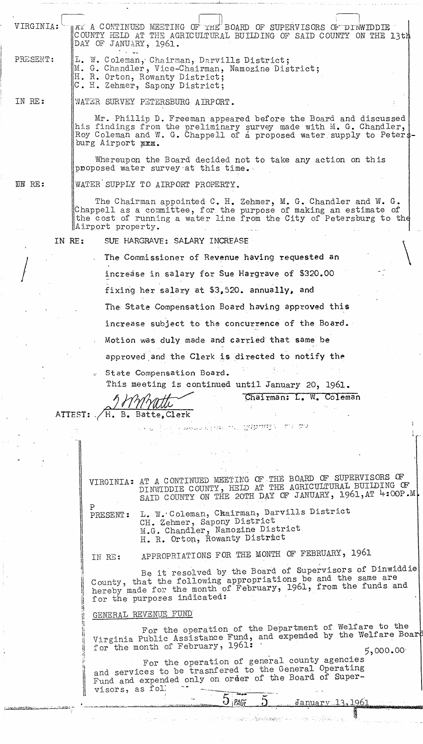VIRGINIA: AT A CONTINUED MEETING OF THE BOARD OF SUPERVISORS OF DINWIDDIE COUNTY HELD AT THE AGRICULTURAL BUILDING OF SAID COUNTY ON THE 13th DAY OF JANUARY, 1961.

PRESENT: L. W. Coleman, Chairman, Darvills District;
M. G. Chandler, Vice-Chairman, Namozine District;
H. R. Orton, Rowanty District;
C. H. Zehmer, Sapony District;

IN RE: WATER SURVEY PETERSBURG AIRPORT.

Mr. Phillip D. Freeman appeared before the Board and discussed his findings from the preliminary survey made with M. G. Chandler, Roy Coleman and W. G. Chappell of a proposed water supply to Petersburg Airport ~~xxx~~.

Whereupon the Board decided not to take any action on this proposed water survey at this time.

IN RE: WATER SUPPLY TO AIRPORT PROPERTY.

The Chairman appointed C. H. Zehmer, M. G. Chandler and W. G. Chappell as a committee, for the purpose of making an estimate of the cost of running a water line from the City of Petersburg to the Airport property.

IN RE: SUE HARGRAVE: SALARY INCREASE

The Commissioner of Revenue having requested an increase in salary for Sue Hargrave of $320.00 fixing her salary at $3,520. annually, and The State Compensation Board having approved this increase subject to the concurrence of the Board. Motion was duly made and carried that same be approved and the Clerk is directed to notify the State Compensation Board.

This meeting is continued until January 20, 1961.

Chairman: L. W. Coleman

ATTEST: H. B. Batte, Clerk

VIRGINIA: AT A CONTINUED MEETING OF THE BOARD OF SUPERVISORS OF DINWIDDIE COUNTY, HELD AT THE AGRICULTURAL BUILDING OF SAID COUNTY ON THE 20TH DAY OF JANUARY, 1961, AT 4:00P.M.

PRESENT: L. W. Coleman, Chairman, Darvills District
CH. Zehmer, Sapony District
M.G. Chandler, Namozine District
H. R. Orton, Rowanty District

IN RE: APPROPRIATIONS FOR THE MONTH OF FEBRUARY, 1961

Be it resolved by the Board of Supervisors of Dinwiddie County, that the following appropriations be and the same are hereby made for the month of February, 1961, from the funds and for the purposes indicated:

GENERAL REVENUE FUND

For the operation of the Department of Welfare to the Virginia Public Assistance Fund, and expemded by the Welfare Board for the month of February, 1961: 5,000.00

For the operation of general county agencies and services to be trasnfered to the General Operating Fund and expended only on order of the Board of Supervisors, as fol

5 PAGE 5 January 13, 1961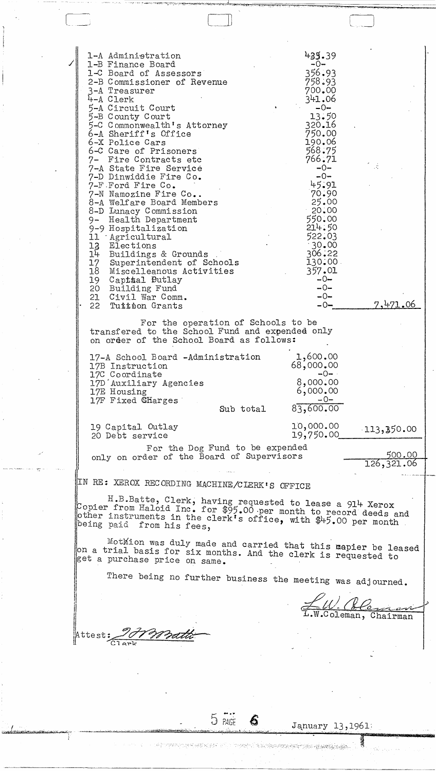| | | |
|---|---|---|
| 1-A Administration | 435.39 | |
| 1-B Finance Board | -0- | |
| 1-C Board of Assessors | 356.93 | |
| 2-B Commissioner of Revenue | 758.93 | |
| 3-A Treasurer | 700.00 | |
| 4-A Clerk | 341.06 | |
| 5-A Circuit Court | -0- | |
| 5-B County Court | 13.50 | |
| 5-C Commonwealth's Attorney | 320.16 | |
| 6-A Sheriff's Office | 750.00 | |
| 6-X Police Cars | 190.06 | |
| 6-C Care of Prisoners | 568.75 | |
| 7- Fire Contracts etc | 766.71 | |
| 7-A State Fire Service | -0- | |
| 7-D Dinwiddie Fire Co. | -0- | |
| 7-F Ford Fire Co. | 45.91 | |
| 7-N Namozine Fire Co.. | 70.90 | |
| 8-A Welfare Board Members | 25.00 | |
| 8-D Lunacy Commission | 20.00 | |
| 9- Health Department | 550.00 | |
| 9-9 Hospitalization | 214.50 | |
| 11 Agricultural | 522.03 | |
| 13 Elections | 30.00 | |
| 14 Buildings & Grounds | 306.22 | |
| 17 Superintendent of Schools | 130.00 | |
| 18 Miscelleanous Activities | 357.01 | |
| 19 Capital Outlay | -0- | |
| 20 Building Fund | -0- | |
| 21 Civil War Comm. | -0- | |
| 22 Tuition Grants | -0- | 7,471.06 |

For the operation of Schools to be transfered to the School Fund and expended only on order of the School Board as follows:

| | | |
|---|---|---|
| 17-A School Board -Administration | 1,600.00 | |
| 17B Instruction | 68,000.00 | |
| 17C Coordinate | -0- | |
| 17D Auxiliary Agencies | 8,000.00 | |
| 17E Housing | 6,000.00 | |
| 17F Fixed Charges | -0- | |
| Sub total | 83,600.00 | |
| 19 Capital Outlay | 10,000.00 | 113,350.00 |
| 20 Debt service | 19,750.00 | |

For the Dog Fund to be expended only on order of the Board of Supervisors — 500.00

126,321.06

IN RE: XEROX RECORDING MACHINE/CLERK'S OFFICE

H.B.Batte, Clerk, having requested to lease a 914 Xerox Copier from Haloid Inc. for $95.00 per month to record deeds and other instruments in the clerk's office, with $45.00 per month being paid from his fees,

Motion was duly made and carried that this mapier be leased on a trial basis for six months. And the clerk is requested to get a purchase price on same.

There being no further business the meeting was adjourned.

L.W.Coleman, Chairman

Attest: H.B.Batte
Clerk

January 13,1961